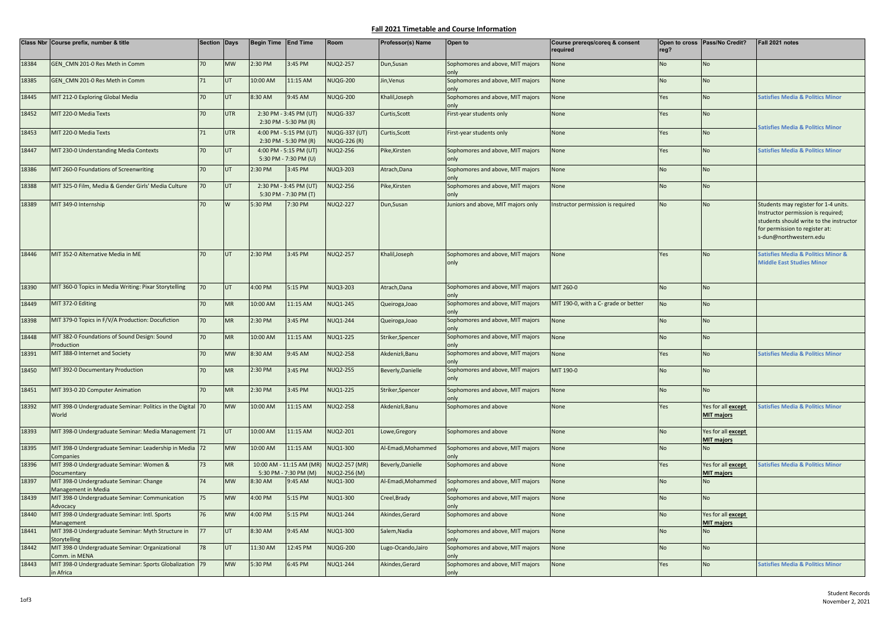## Fall 2021 Timetable and Course Information

| Class Nbr | Course prefix, number & title | Section | Days | Begin Time | End Time | Room | Professor(s) Name | Open to | Course prereqs/coreq & consent required | Open to cross reg? | Pass/No Credit? | Fall 2021 notes |
|---|---|---|---|---|---|---|---|---|---|---|---|---|
| 18384 | GEN_CMN 201-0 Res Meth in Comm | 70 | MW | 2:30 PM | 3:45 PM | NUQ2-257 | Dun,Susan | Sophomores and above, MIT majors only | None | No | No | |
| 18385 | GEN_CMN 201-0 Res Meth in Comm | 71 | UT | 10:00 AM | 11:15 AM | NUQG-200 | Jin,Venus | Sophomores and above, MIT majors only | None | No | No | |
| 18445 | MIT 212-0 Exploring Global Media | 70 | UT | 8:30 AM | 9:45 AM | NUQG-200 | Khalil,Joseph | Sophomores and above, MIT majors only | None | Yes | No | Satisfies Media & Politics Minor |
| 18452 | MIT 220-0 Media Texts | 70 | UTR | 2:30 PM - 3:45 PM (UT) 2:30 PM - 5:30 PM (R) | | NUQG-337 | Curtis,Scott | First-year students only | None | Yes | No | Satisfies Media & Politics Minor |
| 18453 | MIT 220-0 Media Texts | 71 | UTR | 4:00 PM - 5:15 PM (UT) 2:30 PM - 5:30 PM (R) | | NUQG-337 (UT) NUQG-226 (R) | Curtis,Scott | First-year students only | None | Yes | No | Satisfies Media & Politics Minor |
| 18447 | MIT 230-0 Understanding Media Contexts | 70 | UT | 4:00 PM - 5:15 PM (UT) 5:30 PM - 7:30 PM (U) | | NUQ2-256 | Pike,Kirsten | Sophomores and above, MIT majors only | None | Yes | No | Satisfies Media & Politics Minor |
| 18386 | MIT 260-0 Foundations of Screenwriting | 70 | UT | 2:30 PM | 3:45 PM | NUQ3-203 | Atrach,Dana | Sophomores and above, MIT majors only | None | No | No | |
| 18388 | MIT 325-0 Film, Media & Gender Girls' Media Culture | 70 | UT | 2:30 PM - 3:45 PM (UT) 5:30 PM - 7:30 PM (T) | | NUQ2-256 | Pike,Kirsten | Sophomores and above, MIT majors only | None | No | No | |
| 18389 | MIT 349-0 Internship | 70 | W | 5:30 PM | 7:30 PM | NUQ2-227 | Dun,Susan | Juniors and above, MIT majors only | Instructor permission is required | No | No | Students may register for 1-4 units. Instructor permission is required; students should write to the instructor for permission to register at: s-dun@northwestern.edu |
| 18446 | MIT 352-0 Alternative Media in ME | 70 | UT | 2:30 PM | 3:45 PM | NUQ2-257 | Khalil,Joseph | Sophomores and above, MIT majors only | None | Yes | No | Satisfies Media & Politics Minor & Middle East Studies Minor |
| 18390 | MIT 360-0 Topics in Media Writing: Pixar Storytelling | 70 | UT | 4:00 PM | 5:15 PM | NUQ3-203 | Atrach,Dana | Sophomores and above, MIT majors only | MIT 260-0 | No | No | |
| 18449 | MIT 372-0 Editing | 70 | MR | 10:00 AM | 11:15 AM | NUQ1-245 | Queiroga,Joao | Sophomores and above, MIT majors only | MIT 190-0, with a C- grade or better | No | No | |
| 18398 | MIT 379-0 Topics in F/V/A Production: Docufiction | 70 | MR | 2:30 PM | 3:45 PM | NUQ1-244 | Queiroga,Joao | Sophomores and above, MIT majors only | None | No | No | |
| 18448 | MIT 382-0 Foundations of Sound Design: Sound Production | 70 | MR | 10:00 AM | 11:15 AM | NUQ1-225 | Striker,Spencer | Sophomores and above, MIT majors only | None | No | No | |
| 18391 | MIT 388-0 Internet and Society | 70 | MW | 8:30 AM | 9:45 AM | NUQ2-258 | Akdenizli,Banu | Sophomores and above, MIT majors only | None | Yes | No | Satisfies Media & Politics Minor |
| 18450 | MIT 392-0 Documentary Production | 70 | MR | 2:30 PM | 3:45 PM | NUQ2-255 | Beverly,Danielle | Sophomores and above, MIT majors only | MIT 190-0 | No | No | |
| 18451 | MIT 393-0 2D Computer Animation | 70 | MR | 2:30 PM | 3:45 PM | NUQ1-225 | Striker,Spencer | Sophomores and above, MIT majors only | None | No | No | |
| 18392 | MIT 398-0 Undergraduate Seminar: Politics in the Digital World | 70 | MW | 10:00 AM | 11:15 AM | NUQ2-258 | Akdenizli,Banu | Sophomores and above | None | Yes | Yes for all **except** **MIT majors** | Satisfies Media & Politics Minor |
| 18393 | MIT 398-0 Undergraduate Seminar: Media Management | 71 | UT | 10:00 AM | 11:15 AM | NUQ2-201 | Lowe,Gregory | Sophomores and above | None | No | Yes for all **except** **MIT majors** | |
| 18395 | MIT 398-0 Undergraduate Seminar: Leadership in Media Companies | 72 | MW | 10:00 AM | 11:15 AM | NUQ1-300 | Al-Emadi,Mohammed | Sophomores and above, MIT majors only | None | No | No | |
| 18396 | MIT 398-0 Undergraduate Seminar: Women & Documentary | 73 | MR | 10:00 AM - 11:15 AM (MR) 5:30 PM - 7:30 PM (M) | | NUQ2-257 (MR) NUQ2-256 (M) | Beverly,Danielle | Sophomores and above | None | Yes | Yes for all **except** **MIT majors** | Satisfies Media & Politics Minor |
| 18397 | MIT 398-0 Undergraduate Seminar: Change Management in Media | 74 | MW | 8:30 AM | 9:45 AM | NUQ1-300 | Al-Emadi,Mohammed | Sophomores and above, MIT majors only | None | No | No | |
| 18439 | MIT 398-0 Undergraduate Seminar: Communication Advocacy | 75 | MW | 4:00 PM | 5:15 PM | NUQ1-300 | Creel,Brady | Sophomores and above, MIT majors only | None | No | No | |
| 18440 | MIT 398-0 Undergraduate Seminar: Intl. Sports Management | 76 | MW | 4:00 PM | 5:15 PM | NUQ1-244 | Akindes,Gerard | Sophomores and above | None | No | Yes for all **except** **MIT majors** | |
| 18441 | MIT 398-0 Undergraduate Seminar: Myth Structure in Storytelling | 77 | UT | 8:30 AM | 9:45 AM | NUQ1-300 | Salem,Nadia | Sophomores and above, MIT majors only | None | No | No | |
| 18442 | MIT 398-0 Undergraduate Seminar: Organizational Comm. in MENA | 78 | UT | 11:30 AM | 12:45 PM | NUQG-200 | Lugo-Ocando,Jairo | Sophomores and above, MIT majors only | None | No | No | |
| 18443 | MIT 398-0 Undergraduate Seminar: Sports Globalization in Africa | 79 | MW | 5:30 PM | 6:45 PM | NUQ1-244 | Akindes,Gerard | Sophomores and above, MIT majors only | None | Yes | No | Satisfies Media & Politics Minor |

Student Records
November 2, 2021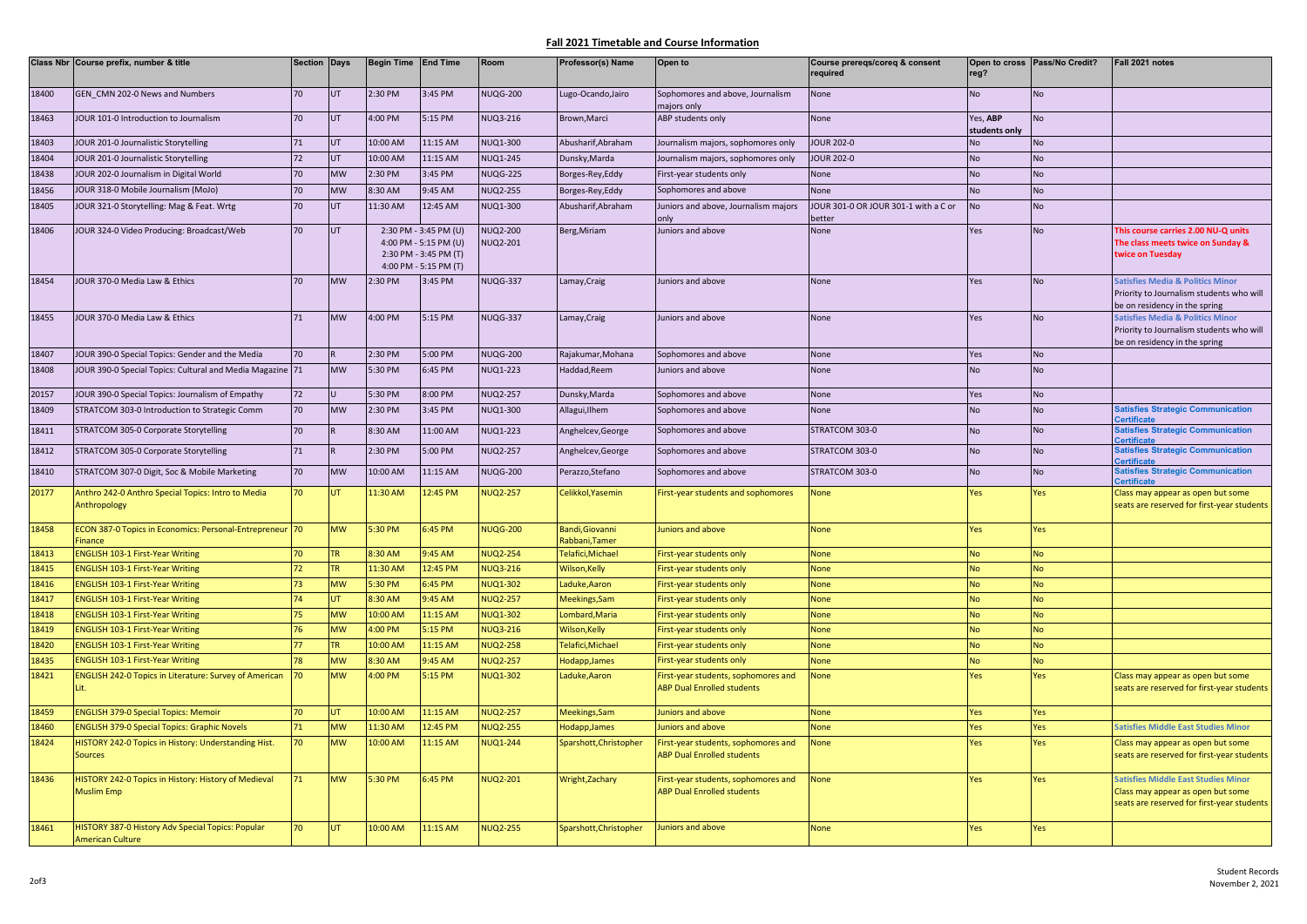## Fall 2021 Timetable and Course Information

| Class Nbr | Course prefix, number & title | Section | Days | Begin Time | End Time | Room | Professor(s) Name | Open to | Course prereqs/coreq & consent required | Open to cross reg? | Pass/No Credit? | Fall 2021 notes |
|---|---|---|---|---|---|---|---|---|---|---|---|---|
| 18400 | GEN_CMN 202-0 News and Numbers | 70 | UT | 2:30 PM | 3:45 PM | NUQG-200 | Lugo-Ocando,Jairo | Sophomores and above, Journalism majors only | None | No | No | |
| 18463 | JOUR 101-0 Introduction to Journalism | 70 | UT | 4:00 PM | 5:15 PM | NUQ3-216 | Brown,Marci | ABP students only | None | Yes, ABP students only | No | |
| 18403 | JOUR 201-0 Journalistic Storytelling | 71 | UT | 10:00 AM | 11:15 AM | NUQ1-300 | Abusharif,Abraham | Journalism majors, sophomores only | JOUR 202-0 | No | No | |
| 18404 | JOUR 201-0 Journalistic Storytelling | 72 | UT | 10:00 AM | 11:15 AM | NUQ1-245 | Dunsky,Marda | Journalism majors, sophomores only | JOUR 202-0 | No | No | |
| 18438 | JOUR 202-0 Journalism in Digital World | 70 | MW | 2:30 PM | 3:45 PM | NUQG-225 | Borges-Rey,Eddy | First-year students only | None | No | No | |
| 18456 | JOUR 318-0 Mobile Journalism (MoJo) | 70 | MW | 8:30 AM | 9:45 AM | NUQ2-255 | Borges-Rey,Eddy | Sophomores and above | None | No | No | |
| 18405 | JOUR 321-0 Storytelling: Mag & Feat. Wrtg | 70 | UT | 11:30 AM | 12:45 AM | NUQ1-300 | Abusharif,Abraham | Juniors and above, Journalism majors only | JOUR 301-0 OR JOUR 301-1 with a C or better | No | No | |
| 18406 | JOUR 324-0 Video Producing: Broadcast/Web | 70 | UT | 2:30 PM - 3:45 PM (U)<br>4:00 PM - 5:15 PM (U)<br>2:30 PM - 3:45 PM (T)<br>4:00 PM - 5:15 PM (T) | | NUQ2-200<br>NUQ2-201 | Berg,Miriam | Juniors and above | None | Yes | No | This course carries 2.00 NU-Q units<br>The class meets twice on Sunday & twice on Tuesday |
| 18454 | JOUR 370-0 Media Law & Ethics | 70 | MW | 2:30 PM | 3:45 PM | NUQG-337 | Lamay,Craig | Juniors and above | None | Yes | No | Satisfies Media & Politics Minor<br>Priority to Journalism students who will be on residency in the spring |
| 18455 | JOUR 370-0 Media Law & Ethics | 71 | MW | 4:00 PM | 5:15 PM | NUQG-337 | Lamay,Craig | Juniors and above | None | Yes | No | Satisfies Media & Politics Minor<br>Priority to Journalism students who will be on residency in the spring |
| 18407 | JOUR 390-0 Special Topics: Gender and the Media | 70 | R | 2:30 PM | 5:00 PM | NUQG-200 | Rajakumar,Mohana | Sophomores and above | None | Yes | No | |
| 18408 | JOUR 390-0 Special Topics: Cultural and Media Magazine | 71 | MW | 5:30 PM | 6:45 PM | NUQ1-223 | Haddad,Reem | Juniors and above | None | No | No | |
| 20157 | JOUR 390-0 Special Topics: Journalism of Empathy | 72 | U | 5:30 PM | 8:00 PM | NUQ2-257 | Dunsky,Marda | Sophomores and above | None | Yes | No | |
| 18409 | STRATCOM 303-0 Introduction to Strategic Comm | 70 | MW | 2:30 PM | 3:45 PM | NUQ1-300 | Allagui,Ilhem | Sophomores and above | None | No | No | Satisfies Strategic Communication Certificate |
| 18411 | STRATCOM 305-0 Corporate Storytelling | 70 | R | 8:30 AM | 11:00 AM | NUQ1-223 | Anghelcev,George | Sophomores and above | STRATCOM 303-0 | No | No | Satisfies Strategic Communication Certificate |
| 18412 | STRATCOM 305-0 Corporate Storytelling | 71 | R | 2:30 PM | 5:00 PM | NUQ2-257 | Anghelcev,George | Sophomores and above | STRATCOM 303-0 | No | No | Satisfies Strategic Communication Certificate |
| 18410 | STRATCOM 307-0 Digit, Soc & Mobile Marketing | 70 | MW | 10:00 AM | 11:15 AM | NUQG-200 | Perazzo,Stefano | Sophomores and above | STRATCOM 303-0 | No | No | Satisfies Strategic Communication Certificate |
| 20177 | Anthro 242-0 Anthro Special Topics: Intro to Media Anthropology | 70 | UT | 11:30 AM | 12:45 PM | NUQ2-257 | Celikkol,Yasemin | First-year students and sophomores | None | Yes | Yes | Class may appear as open but some seats are reserved for first-year students |
| 18458 | ECON 387-0 Topics in Economics: Personal-Entrepreneur Finance | 70 | MW | 5:30 PM | 6:45 PM | NUQG-200 | Bandi,Giovanni<br>Rabbani,Tamer | Juniors and above | None | Yes | Yes | |
| 18413 | ENGLISH 103-1 First-Year Writing | 70 | TR | 8:30 AM | 9:45 AM | NUQ2-254 | Telafici,Michael | First-year students only | None | No | No | |
| 18415 | ENGLISH 103-1 First-Year Writing | 72 | TR | 11:30 AM | 12:45 PM | NUQ3-216 | Wilson,Kelly | First-year students only | None | No | No | |
| 18416 | ENGLISH 103-1 First-Year Writing | 73 | MW | 5:30 PM | 6:45 PM | NUQ1-302 | Laduke,Aaron | First-year students only | None | No | No | |
| 18417 | ENGLISH 103-1 First-Year Writing | 74 | UT | 8:30 AM | 9:45 AM | NUQ2-257 | Meekings,Sam | First-year students only | None | No | No | |
| 18418 | ENGLISH 103-1 First-Year Writing | 75 | MW | 10:00 AM | 11:15 AM | NUQ1-302 | Lombard,Maria | First-year students only | None | No | No | |
| 18419 | ENGLISH 103-1 First-Year Writing | 76 | MW | 4:00 PM | 5:15 PM | NUQ3-216 | Wilson,Kelly | First-year students only | None | No | No | |
| 18420 | ENGLISH 103-1 First-Year Writing | 77 | TR | 10:00 AM | 11:15 AM | NUQ2-258 | Telafici,Michael | First-year students only | None | No | No | |
| 18435 | ENGLISH 103-1 First-Year Writing | 78 | MW | 8:30 AM | 9:45 AM | NUQ2-257 | Hodapp,James | First-year students only | None | No | No | |
| 18421 | ENGLISH 242-0 Topics in Literature: Survey of American Lit. | 70 | MW | 4:00 PM | 5:15 PM | NUQ1-302 | Laduke,Aaron | First-year students, sophomores and ABP Dual Enrolled students | None | Yes | Yes | Class may appear as open but some seats are reserved for first-year students |
| 18459 | ENGLISH 379-0 Special Topics: Memoir | 70 | UT | 10:00 AM | 11:15 AM | NUQ2-257 | Meekings,Sam | Juniors and above | None | Yes | Yes | |
| 18460 | ENGLISH 379-0 Special Topics: Graphic Novels | 71 | MW | 11:30 AM | 12:45 PM | NUQ2-255 | Hodapp,James | Juniors and above | None | Yes | Yes | Satisfies Middle East Studies Minor |
| 18424 | HISTORY 242-0 Topics in History: Understanding Hist. Sources | 70 | MW | 10:00 AM | 11:15 AM | NUQ1-244 | Sparshott,Christopher | First-year students, sophomores and ABP Dual Enrolled students | None | Yes | Yes | Class may appear as open but some seats are reserved for first-year students |
| 18436 | HISTORY 242-0 Topics in History: History of Medieval Muslim Emp | 71 | MW | 5:30 PM | 6:45 PM | NUQ2-201 | Wright,Zachary | First-year students, sophomores and ABP Dual Enrolled students | None | Yes | Yes | Satisfies Middle East Studies Minor<br>Class may appear as open but some seats are reserved for first-year students |
| 18461 | HISTORY 387-0 History Adv Special Topics: Popular American Culture | 70 | UT | 10:00 AM | 11:15 AM | NUQ2-255 | Sparshott,Christopher | Juniors and above | None | Yes | Yes | |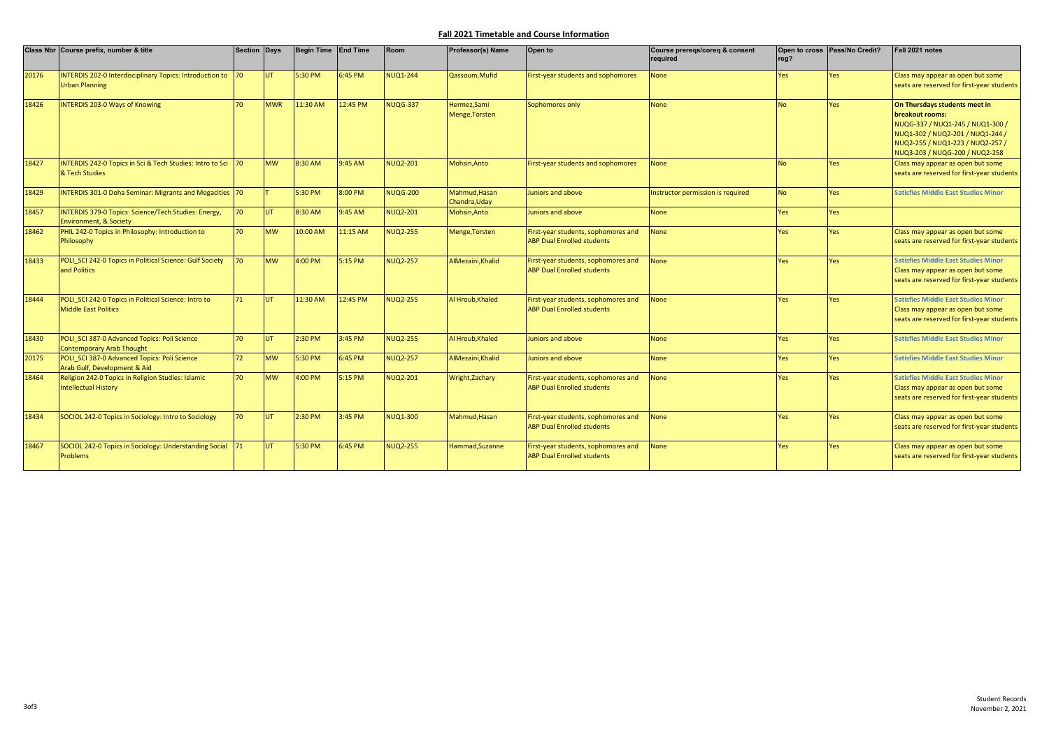## Fall 2021 Timetable and Course Information

| Class Nbr | Course prefix, number & title | Section | Days | Begin Time | End Time | Room | Professor(s) Name | Open to | Course prereqs/coreq & consent required | Open to cross reg? | Pass/No Credit? | Fall 2021 notes |
|---|---|---|---|---|---|---|---|---|---|---|---|---|
| 20176 | INTERDIS 202-0 Interdisciplinary Topics: Introduction to Urban Planning | 70 | UT | 5:30 PM | 6:45 PM | NUQ1-244 | Qassoum,Mufid | First-year students and sophomores | None | Yes | Yes | Class may appear as open but some seats are reserved for first-year students |
| 18426 | INTERDIS 203-0 Ways of Knowing | 70 | MWR | 11:30 AM | 12:45 PM | NUQG-337 | Hermez,Sami Menge,Torsten | Sophomores only | None | No | Yes | **On Thursdays students meet in breakout rooms:** NUQG-337 / NUQ1-245 / NUQ1-300 / NUQ1-302 / NUQ2-201 / NUQ1-244 / NUQ2-255 / NUQ1-223 / NUQ2-257 / NUQ3-203 / NUQG-200 / NUQ2-258 |
| 18427 | INTERDIS 242-0 Topics in Sci & Tech Studies: Intro to Sci & Tech Studies | 70 | MW | 8:30 AM | 9:45 AM | NUQ2-201 | Mohsin,Anto | First-year students and sophomores | None | No | Yes | Class may appear as open but some seats are reserved for first-year students |
| 18429 | INTERDIS 301-0 Doha Seminar: Migrants and Megacities | 70 | T | 5:30 PM | 8:00 PM | NUQG-200 | Mahmud,Hasan Chandra,Uday | Juniors and above | Instructor permission is required | No | Yes | **Satisfies Middle East Studies Minor** |
| 18457 | INTERDIS 379-0 Topics: Science/Tech Studies: Energy, Environment, & Society | 70 | UT | 8:30 AM | 9:45 AM | NUQ2-201 | Mohsin,Anto | Juniors and above | None | Yes | Yes | |
| 18462 | PHIL 242-0 Topics in Philosophy: Introduction to Philosophy | 70 | MW | 10:00 AM | 11:15 AM | NUQ2-255 | Menge,Torsten | First-year students, sophomores and ABP Dual Enrolled students | None | Yes | Yes | Class may appear as open but some seats are reserved for first-year students |
| 18433 | POLI_SCI 242-0 Topics in Political Science: Gulf Society and Politics | 70 | MW | 4:00 PM | 5:15 PM | NUQ2-257 | AlMezaini,Khalid | First-year students, sophomores and ABP Dual Enrolled students | None | Yes | Yes | **Satisfies Middle East Studies Minor** Class may appear as open but some seats are reserved for first-year students |
| 18444 | POLI_SCI 242-0 Topics in Political Science: Intro to Middle East Politics | 71 | UT | 11:30 AM | 12:45 PM | NUQ2-255 | Al Hroub,Khaled | First-year students, sophomores and ABP Dual Enrolled students | None | Yes | Yes | **Satisfies Middle East Studies Minor** Class may appear as open but some seats are reserved for first-year students |
| 18430 | POLI_SCI 387-0 Advanced Topics: Poli Science Contemporary Arab Thought | 70 | UT | 2:30 PM | 3:45 PM | NUQ2-255 | Al Hroub,Khaled | Juniors and above | None | Yes | Yes | **Satisfies Middle East Studies Minor** |
| 20175 | POLI_SCI 387-0 Advanced Topics: Poli Science Arab Gulf, Development & Aid | 72 | MW | 5:30 PM | 6:45 PM | NUQ2-257 | AlMezaini,Khalid | Juniors and above | None | Yes | Yes | **Satisfies Middle East Studies Minor** |
| 18464 | Religion 242-0 Topics in Religion Studies: Islamic Intellectual History | 70 | MW | 4:00 PM | 5:15 PM | NUQ2-201 | Wright,Zachary | First-year students, sophomores and ABP Dual Enrolled students | None | Yes | Yes | **Satisfies Middle East Studies Minor** Class may appear as open but some seats are reserved for first-year students |
| 18434 | SOCIOL 242-0 Topics in Sociology: Intro to Sociology | 70 | UT | 2:30 PM | 3:45 PM | NUQ1-300 | Mahmud,Hasan | First-year students, sophomores and ABP Dual Enrolled students | None | Yes | Yes | Class may appear as open but some seats are reserved for first-year students |
| 18467 | SOCIOL 242-0 Topics in Sociology: Understanding Social Problems | 71 | UT | 5:30 PM | 6:45 PM | NUQ2-255 | Hammad,Suzanne | First-year students, sophomores and ABP Dual Enrolled students | None | Yes | Yes | Class may appear as open but some seats are reserved for first-year students |

Student Records
November 2, 2021